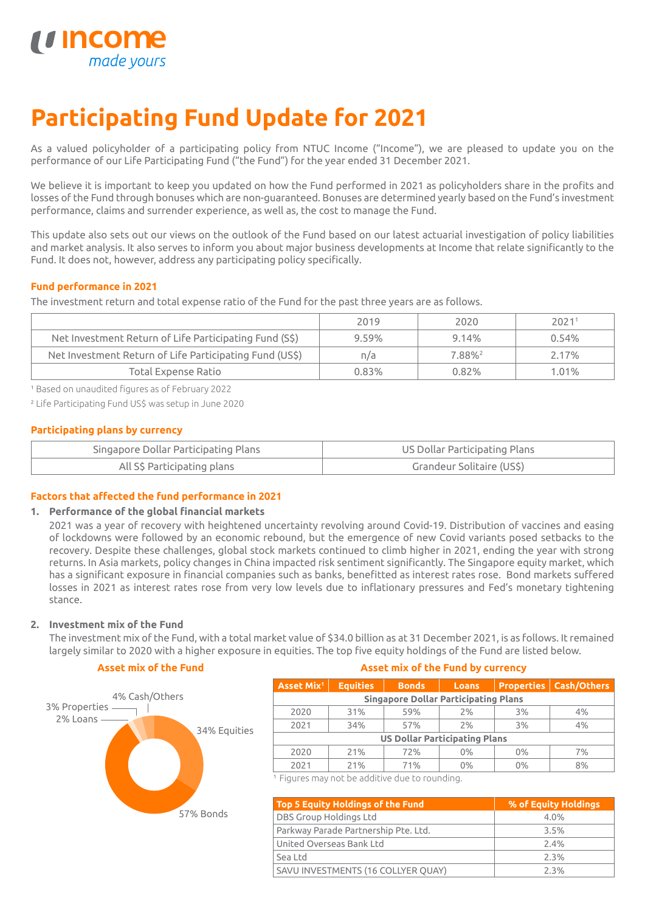# Participating Fund Update for 2021

As a valued policyholder of a participating policy from NTUC Income ("Income"), we are pleased to update you on the performance of our Life Participating Fund ("the Fund") for the year ended 31 December 2021.

We believe it is important to keep you updated on how the Fund performed in 2021 as policyholders share in the profits and losses of the Fund through bonuses which are non-guaranteed. Bonuses are determined yearly based on the Fund's investment performance, claims and surrender experience, as well as, the cost to manage the Fund.

This update also sets out our views on the outlook of the Fund based on our latest actuarial investigation of policy liabilities and market analysis. It also serves to inform you about major business developments at Income that relate significantly to the Fund. It does not, however, address any participating policy specifically.

## Fund performance in 2021

The investment return and total expense ratio of the Fund for the past three years are as follows.

| | 2019 | 2020 | 2021[1] |
|---|---|---|---|
| Net Investment Return of Life Participating Fund (S$) | 9.59% | 9.14% | 0.54% |
| Net Investment Return of Life Participating Fund (US$) | n/a | 7.88%[2] | 2.17% |
| Total Expense Ratio | 0.83% | 0.82% | 1.01% |

[1] Based on unaudited figures as of February 2022

[2] Life Participating Fund US$ was setup in June 2020

## Participating plans by currency

| Singapore Dollar Participating Plans | US Dollar Participating Plans |
|---|---|
| All S$ Participating plans | Grandeur Solitaire (US$) |

## Factors that affected the fund performance in 2021

1. **Performance of the global financial markets**

   2021 was a year of recovery with heightened uncertainty revolving around Covid-19. Distribution of vaccines and easing of lockdowns were followed by an economic rebound, but the emergence of new Covid variants posed setbacks to the recovery. Despite these challenges, global stock markets continued to climb higher in 2021, ending the year with strong returns. In Asia markets, policy changes in China impacted risk sentiment significantly. The Singapore equity market, which has a significant exposure in financial companies such as banks, benefitted as interest rates rose. Bond markets suffered losses in 2021 as interest rates rose from very low levels due to inflationary pressures and Fed's monetary tightening stance.

2. **Investment mix of the Fund**

   The investment mix of the Fund, with a total market value of $34.0 billion as at 31 December 2021, is as follows. It remained largely similar to 2020 with a higher exposure in equities. The top five equity holdings of the Fund are listed below.

### Asset mix of the Fund

- 34% Equities
- 57% Bonds
- 2% Loans
- 3% Properties
- 4% Cash/Others

### Asset mix of the Fund by currency

| Asset Mix[1] | Equities | Bonds | Loans | Properties | Cash/Others |
|---|---|---|---|---|---|
| **Singapore Dollar Participating Plans** | | | | | |
| 2020 | 31% | 59% | 2% | 3% | 4% |
| 2021 | 34% | 57% | 2% | 3% | 4% |
| **US Dollar Participating Plans** | | | | | |
| 2020 | 21% | 72% | 0% | 0% | 7% |
| 2021 | 21% | 71% | 0% | 0% | 8% |

[1] Figures may not be additive due to rounding.

| Top 5 Equity Holdings of the Fund | % of Equity Holdings |
|---|---|
| DBS Group Holdings Ltd | 4.0% |
| Parkway Parade Partnership Pte. Ltd. | 3.5% |
| United Overseas Bank Ltd | 2.4% |
| Sea Ltd | 2.3% |
| SAVU INVESTMENTS (16 COLLYER QUAY) | 2.3% |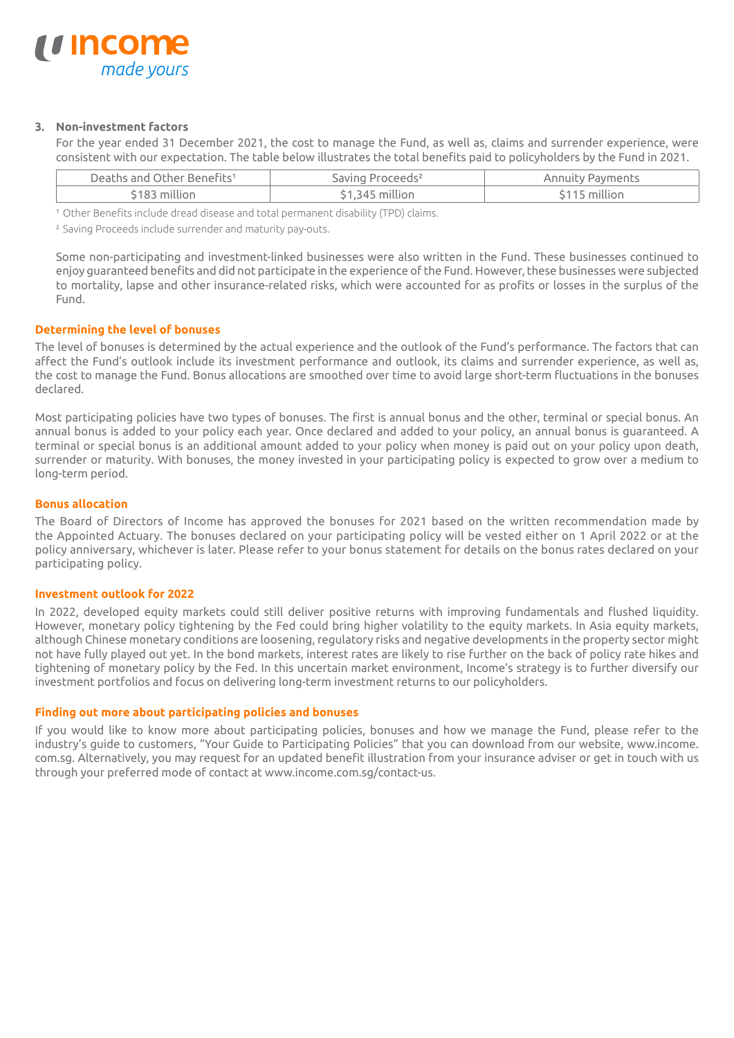### 3. Non-investment factors

For the year ended 31 December 2021, the cost to manage the Fund, as well as, claims and surrender experience, were consistent with our expectation. The table below illustrates the total benefits paid to policyholders by the Fund in 2021.

| Deaths and Other Benefits[1] | Saving Proceeds[2] | Annuity Payments |
|---|---|---|
| $183 million | $1,345 million | $115 million |

[1] Other Benefits include dread disease and total permanent disability (TPD) claims.

[2] Saving Proceeds include surrender and maturity pay-outs.

Some non-participating and investment-linked businesses were also written in the Fund. These businesses continued to enjoy guaranteed benefits and did not participate in the experience of the Fund. However, these businesses were subjected to mortality, lapse and other insurance-related risks, which were accounted for as profits or losses in the surplus of the Fund.

## Determining the level of bonuses

The level of bonuses is determined by the actual experience and the outlook of the Fund's performance. The factors that can affect the Fund's outlook include its investment performance and outlook, its claims and surrender experience, as well as, the cost to manage the Fund. Bonus allocations are smoothed over time to avoid large short-term fluctuations in the bonuses declared.

Most participating policies have two types of bonuses. The first is annual bonus and the other, terminal or special bonus. An annual bonus is added to your policy each year. Once declared and added to your policy, an annual bonus is guaranteed. A terminal or special bonus is an additional amount added to your policy when money is paid out on your policy upon death, surrender or maturity. With bonuses, the money invested in your participating policy is expected to grow over a medium to long-term period.

## Bonus allocation

The Board of Directors of Income has approved the bonuses for 2021 based on the written recommendation made by the Appointed Actuary. The bonuses declared on your participating policy will be vested either on 1 April 2022 or at the policy anniversary, whichever is later. Please refer to your bonus statement for details on the bonus rates declared on your participating policy.

## Investment outlook for 2022

In 2022, developed equity markets could still deliver positive returns with improving fundamentals and flushed liquidity. However, monetary policy tightening by the Fed could bring higher volatility to the equity markets. In Asia equity markets, although Chinese monetary conditions are loosening, regulatory risks and negative developments in the property sector might not have fully played out yet. In the bond markets, interest rates are likely to rise further on the back of policy rate hikes and tightening of monetary policy by the Fed. In this uncertain market environment, Income's strategy is to further diversify our investment portfolios and focus on delivering long-term investment returns to our policyholders.

## Finding out more about participating policies and bonuses

If you would like to know more about participating policies, bonuses and how we manage the Fund, please refer to the industry's guide to customers, "Your Guide to Participating Policies" that you can download from our website, www.income.com.sg. Alternatively, you may request for an updated benefit illustration from your insurance adviser or get in touch with us through your preferred mode of contact at www.income.com.sg/contact-us.